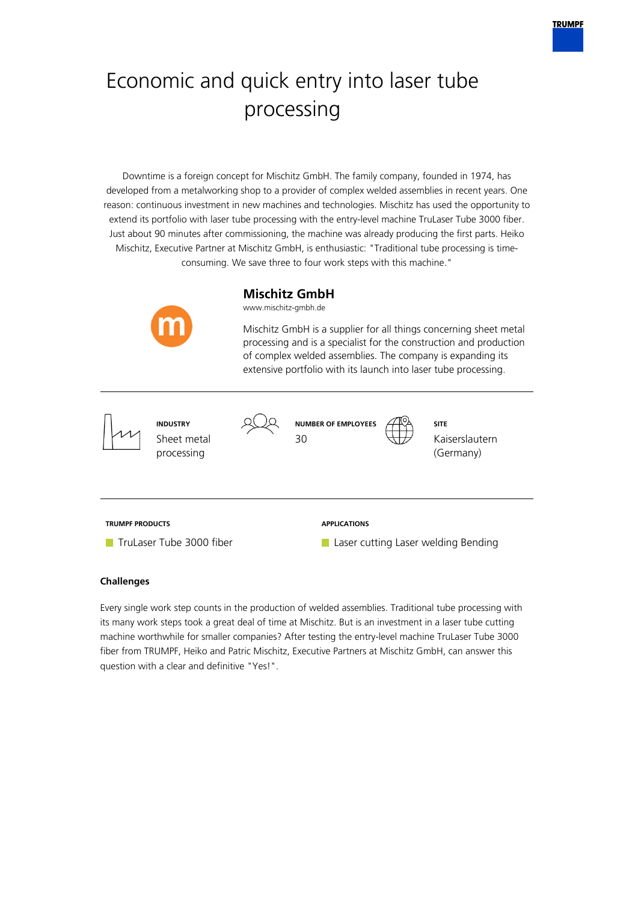# Economic and quick entry into laser tube processing

Downtime is a foreign concept for Mischitz GmbH. The family company, founded in 1974, has developed from a metalworking shop to a provider of complex welded assemblies in recent years. One reason: continuous investment in new machines and technologies. Mischitz has used the opportunity to extend its portfolio with laser tube processing with the entry-level machine TruLaser Tube 3000 fiber. Just about 90 minutes after commissioning, the machine was already producing the first parts. Heiko Mischitz, Executive Partner at Mischitz GmbH, is enthusiastic: "Traditional tube processing is time-consuming. We save three to four work steps with this machine."

## Mischitz GmbH

www.mischitz-gmbh.de

Mischitz GmbH is a supplier for all things concerning sheet metal processing and is a specialist for the construction and production of complex welded assemblies. The company is expanding its extensive portfolio with its launch into laser tube processing.

**INDUSTRY**
Sheet metal processing

**NUMBER OF EMPLOYEES**
30

**SITE**
Kaiserslautern (Germany)

**TRUMPF PRODUCTS**

- TruLaser Tube 3000 fiber

**APPLICATIONS**

- Laser cutting Laser welding Bending

### Challenges

Every single work step counts in the production of welded assemblies. Traditional tube processing with its many work steps took a great deal of time at Mischitz. But is an investment in a laser tube cutting machine worthwhile for smaller companies? After testing the entry-level machine TruLaser Tube 3000 fiber from TRUMPF, Heiko and Patric Mischitz, Executive Partners at Mischitz GmbH, can answer this question with a clear and definitive "Yes!".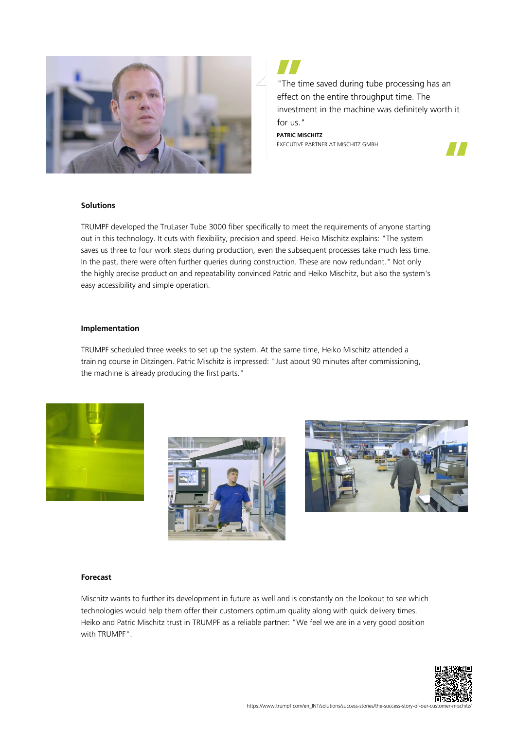"The time saved during tube processing has an effect on the entire throughput time. The investment in the machine was definitely worth it for us."

**PATRIC MISCHITZ**
EXECUTIVE PARTNER AT MISCHITZ GMBH

#### Solutions

TRUMPF developed the TruLaser Tube 3000 fiber specifically to meet the requirements of anyone starting out in this technology. It cuts with flexibility, precision and speed. Heiko Mischitz explains: "The system saves us three to four work steps during production, even the subsequent processes take much less time. In the past, there were often further queries during construction. These are now redundant." Not only the highly precise production and repeatability convinced Patric and Heiko Mischitz, but also the system's easy accessibility and simple operation.

#### Implementation

TRUMPF scheduled three weeks to set up the system. At the same time, Heiko Mischitz attended a training course in Ditzingen. Patric Mischitz is impressed: "Just about 90 minutes after commissioning, the machine is already producing the first parts."

#### Forecast

Mischitz wants to further its development in future as well and is constantly on the lookout to see which technologies would help them offer their customers optimum quality along with quick delivery times. Heiko and Patric Mischitz trust in TRUMPF as a reliable partner: "We feel we are in a very good position with TRUMPF".

https://www.trumpf.com/en_INT/solutions/success-stories/the-success-story-of-our-customer-mischitz/